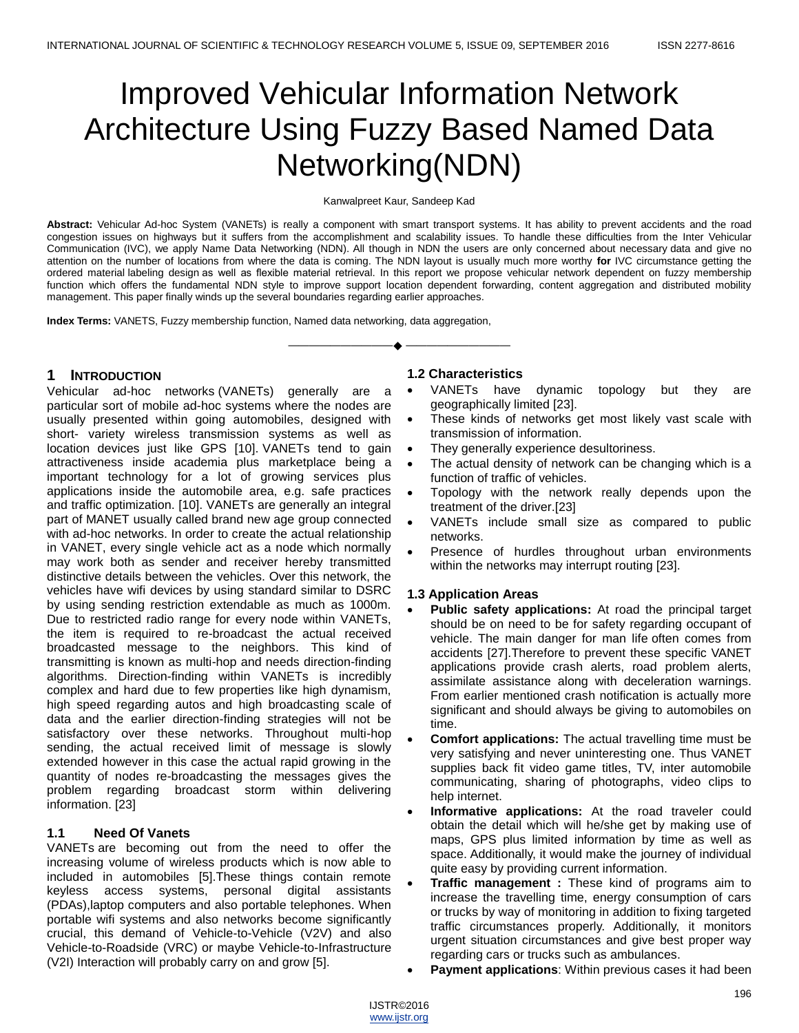# Improved Vehicular Information Network Architecture Using Fuzzy Based Named Data Networking(NDN)

Kanwalpreet Kaur, Sandeep Kad

**Abstract:** Vehicular Ad-hoc System (VANETs) is really a component with smart transport systems. It has ability to prevent accidents and the road congestion issues on highways but it suffers from the accomplishment and scalability issues. To handle these difficulties from the Inter Vehicular Communication (IVC), we apply Name Data Networking (NDN). All though in NDN the users are only concerned about necessary data and give no attention on the number of locations from where the data is coming. The NDN layout is usually much more worthy **for** IVC circumstance getting the ordered material labeling design as well as flexible material retrieval. In this report we propose vehicular network dependent on fuzzy membership function which offers the fundamental NDN style to improve support location dependent forwarding, content aggregation and distributed mobility management. This paper finally winds up the several boundaries regarding earlier approaches.

**Index Terms:** VANETS, Fuzzy membership function, Named data networking, data aggregation,

---

## 1 Introduction

Vehicular ad-hoc networks (VANETs) generally are a particular sort of mobile ad-hoc systems where the nodes are usually presented within going automobiles, designed with short- variety wireless transmission systems as well as location devices just like GPS [10]. VANETs tend to gain attractiveness inside academia plus marketplace being a important technology for a lot of growing services plus applications inside the automobile area, e.g. safe practices and traffic optimization. [10]. VANETs are generally an integral part of MANET usually called brand new age group connected with ad-hoc networks. In order to create the actual relationship in VANET, every single vehicle act as a node which normally may work both as sender and receiver hereby transmitted distinctive details between the vehicles. Over this network, the vehicles have wifi devices by using standard similar to DSRC by using sending restriction extendable as much as 1000m. Due to restricted radio range for every node within VANETs, the item is required to re-broadcast the actual received broadcasted message to the neighbors. This kind of transmitting is known as multi-hop and needs direction-finding algorithms. Direction-finding within VANETs is incredibly complex and hard due to few properties like high dynamism, high speed regarding autos and high broadcasting scale of data and the earlier direction-finding strategies will not be satisfactory over these networks. Throughout multi-hop sending, the actual received limit of message is slowly extended however in this case the actual rapid growing in the quantity of nodes re-broadcasting the messages gives the problem regarding broadcast storm within delivering information. [23]

### 1.1 Need Of Vanets

VANETs are becoming out from the need to offer the increasing volume of wireless products which is now able to included in automobiles [5].These things contain remote keyless access systems, personal digital assistants (PDAs),laptop computers and also portable telephones. When portable wifi systems and also networks become significantly crucial, this demand of Vehicle-to-Vehicle (V2V) and also Vehicle-to-Roadside (VRC) or maybe Vehicle-to-Infrastructure (V2I) Interaction will probably carry on and grow [5].

### 1.2 Characteristics

- VANETs have dynamic topology but they are geographically limited [23].
- These kinds of networks get most likely vast scale with transmission of information.
- They generally experience desultoriness.
- The actual density of network can be changing which is a function of traffic of vehicles.
- Topology with the network really depends upon the treatment of the driver.[23]
- VANETs include small size as compared to public networks.
- Presence of hurdles throughout urban environments within the networks may interrupt routing [23].

### 1.3 Application Areas

- **Public safety applications:** At road the principal target should be on need to be for safety regarding occupant of vehicle. The main danger for man life often comes from accidents [27].Therefore to prevent these specific VANET applications provide crash alerts, road problem alerts, assimilate assistance along with deceleration warnings. From earlier mentioned crash notification is actually more significant and should always be giving to automobiles on time.
- **Comfort applications:** The actual travelling time must be very satisfying and never uninteresting one. Thus VANET supplies back fit video game titles, TV, inter automobile communicating, sharing of photographs, video clips to help internet.
- **Informative applications:** At the road traveler could obtain the detail which will he/she get by making use of maps, GPS plus limited information by time as well as space. Additionally, it would make the journey of individual quite easy by providing current information.
- **Traffic management :** These kind of programs aim to increase the travelling time, energy consumption of cars or trucks by way of monitoring in addition to fixing targeted traffic circumstances properly. Additionally, it monitors urgent situation circumstances and give best proper way regarding cars or trucks such as ambulances.
- **Payment applications**: Within previous cases it had been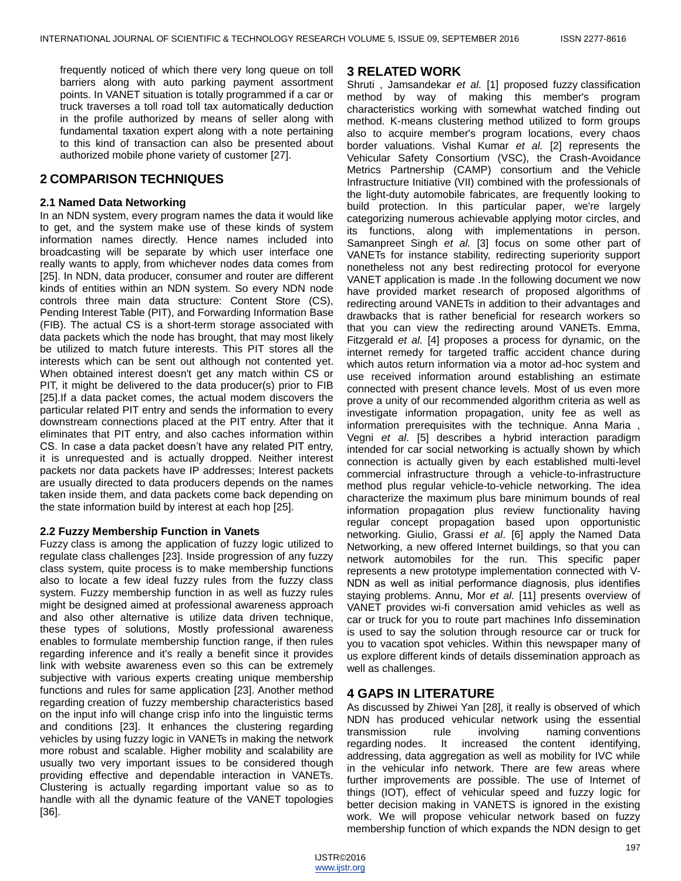frequently noticed of which there very long queue on toll barriers along with auto parking payment assortment points. In VANET situation is totally programmed if a car or truck traverses a toll road toll tax automatically deduction in the profile authorized by means of seller along with fundamental taxation expert along with a note pertaining to this kind of transaction can also be presented about authorized mobile phone variety of customer [27].

## 2 COMPARISON TECHNIQUES

### 2.1 Named Data Networking

In an NDN system, every program names the data it would like to get, and the system make use of these kinds of system information names directly. Hence names included into broadcasting will be separate by which user interface one really wants to apply, from whichever nodes data comes from [25]. In NDN, data producer, consumer and router are different kinds of entities within an NDN system. So every NDN node controls three main data structure: Content Store (CS), Pending Interest Table (PIT), and Forwarding Information Base (FIB). The actual CS is a short-term storage associated with data packets which the node has brought, that may most likely be utilized to match future interests. This PIT stores all the interests which can be sent out although not contented yet. When obtained interest doesn't get any match within CS or PIT, it might be delivered to the data producer(s) prior to FIB [25].If a data packet comes, the actual modem discovers the particular related PIT entry and sends the information to every downstream connections placed at the PIT entry. After that it eliminates that PIT entry, and also caches information within CS. In case a data packet doesn't have any related PIT entry, it is unrequested and is actually dropped. Neither interest packets nor data packets have IP addresses; Interest packets are usually directed to data producers depends on the names taken inside them, and data packets come back depending on the state information build by interest at each hop [25].

### 2.2 Fuzzy Membership Function in Vanets

Fuzzy class is among the application of fuzzy logic utilized to regulate class challenges [23]. Inside progression of any fuzzy class system, quite process is to make membership functions also to locate a few ideal fuzzy rules from the fuzzy class system. Fuzzy membership function in as well as fuzzy rules might be designed aimed at professional awareness approach and also other alternative is utilize data driven technique, these types of solutions, Mostly professional awareness enables to formulate membership function range, if then rules regarding inference and it's really a benefit since it provides link with website awareness even so this can be extremely subjective with various experts creating unique membership functions and rules for same application [23]. Another method regarding creation of fuzzy membership characteristics based on the input info will change crisp info into the linguistic terms and conditions [23]. It enhances the clustering regarding vehicles by using fuzzy logic in VANETs in making the network more robust and scalable. Higher mobility and scalability are usually two very important issues to be considered though providing effective and dependable interaction in VANETs. Clustering is actually regarding important value so as to handle with all the dynamic feature of the VANET topologies [36].

## 3 RELATED WORK

Shruti , Jamsandekar *et al.* [1] proposed fuzzy classification method by way of making this member's program characteristics working with somewhat watched finding out method. K-means clustering method utilized to form groups also to acquire member's program locations, every chaos border valuations. Vishal Kumar *et al.* [2] represents the Vehicular Safety Consortium (VSC), the Crash-Avoidance Metrics Partnership (CAMP) consortium and the Vehicle Infrastructure Initiative (VII) combined with the professionals of the light-duty automobile fabricates, are frequently looking to build protection. In this particular paper, we're largely categorizing numerous achievable applying motor circles, and its functions, along with implementations in person. Samanpreet Singh *et al.* [3] focus on some other part of VANETs for instance stability, redirecting superiority support nonetheless not any best redirecting protocol for everyone VANET application is made .In the following document we now have provided market research of proposed algorithms of redirecting around VANETs in addition to their advantages and drawbacks that is rather beneficial for research workers so that you can view the redirecting around VANETs. Emma, Fitzgerald *et al.* [4] proposes a process for dynamic, on the internet remedy for targeted traffic accident chance during which autos return information via a motor ad-hoc system and use received information around establishing an estimate connected with present chance levels. Most of us even more prove a unity of our recommended algorithm criteria as well as investigate information propagation, unity fee as well as information prerequisites with the technique. Anna Maria , Vegni *et al*. [5] describes a hybrid interaction paradigm intended for car social networking is actually shown by which connection is actually given by each established multi-level commercial infrastructure through a vehicle-to-infrastructure method plus regular vehicle-to-vehicle networking. The idea characterize the maximum plus bare minimum bounds of real information propagation plus review functionality having regular concept propagation based upon opportunistic networking. Giulio, Grassi *et al*. [6] apply the Named Data Networking, a new offered Internet buildings, so that you can network automobiles for the run. This specific paper represents a new prototype implementation connected with V-NDN as well as initial performance diagnosis, plus identifies staying problems. Annu, Mor *et al.* [11] presents overview of VANET provides wi-fi conversation amid vehicles as well as car or truck for you to route part machines Info dissemination is used to say the solution through resource car or truck for you to vacation spot vehicles. Within this newspaper many of us explore different kinds of details dissemination approach as well as challenges.

## 4 GAPS IN LITERATURE

As discussed by Zhiwei Yan [28], it really is observed of which NDN has produced vehicular network using the essential transmission rule involving naming conventions regarding nodes. It increased the content identifying, addressing, data aggregation as well as mobility for IVC while in the vehicular info network. There are few areas where further improvements are possible. The use of Internet of things (IOT), effect of vehicular speed and fuzzy logic for better decision making in VANETS is ignored in the existing work. We will propose vehicular network based on fuzzy membership function of which expands the NDN design to get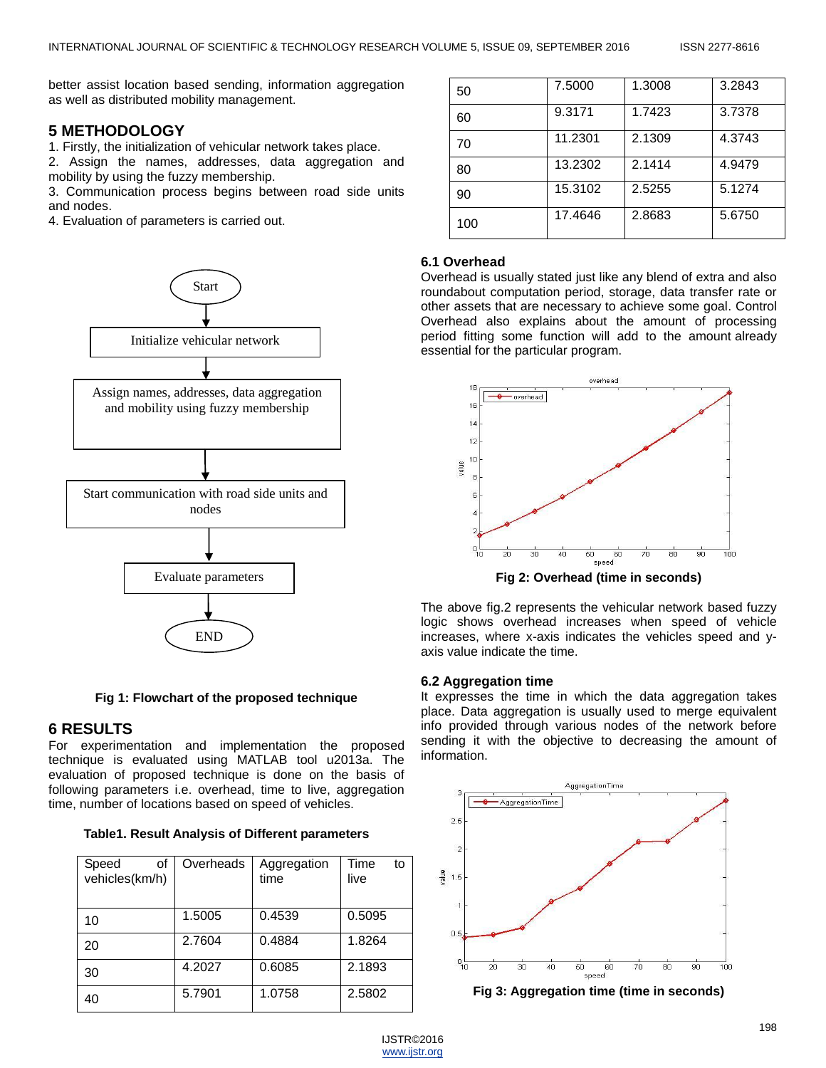better assist location based sending, information aggregation as well as distributed mobility management.

## 5 METHODOLOGY

1. Firstly, the initialization of vehicular network takes place.
2. Assign the names, addresses, data aggregation and mobility by using the fuzzy membership.
3. Communication process begins between road side units and nodes.
4. Evaluation of parameters is carried out.

Start → Initialize vehicular network → Assign names, addresses, data aggregation and mobility using fuzzy membership → Start communication with road side units and nodes → Evaluate parameters → END

**Fig 1: Flowchart of the proposed technique**

## 6 RESULTS

For experimentation and implementation the proposed technique is evaluated using MATLAB tool u2013a. The evaluation of proposed technique is done on the basis of following parameters i.e. overhead, time to live, aggregation time, number of locations based on speed of vehicles.

**Table1. Result Analysis of Different parameters**

| Speed of vehicles(km/h) | Overheads | Aggregation time | Time to live |
|---|---|---|---|
| 10 | 1.5005 | 0.4539 | 0.5095 |
| 20 | 2.7604 | 0.4884 | 1.8264 |
| 30 | 4.2027 | 0.6085 | 2.1893 |
| 40 | 5.7901 | 1.0758 | 2.5802 |
| 50 | 7.5000 | 1.3008 | 3.2843 |
| 60 | 9.3171 | 1.7423 | 3.7378 |
| 70 | 11.2301 | 2.1309 | 4.3743 |
| 80 | 13.2302 | 2.1414 | 4.9479 |
| 90 | 15.3102 | 2.5255 | 5.1274 |
| 100 | 17.4646 | 2.8683 | 5.6750 |

### 6.1 Overhead

Overhead is usually stated just like any blend of extra and also roundabout computation period, storage, data transfer rate or other assets that are necessary to achieve some goal. Control Overhead also explains about the amount of processing period fitting some function will add to the amount already essential for the particular program.

**Fig 2: Overhead (time in seconds)**

The above fig.2 represents the vehicular network based fuzzy logic shows overhead increases when speed of vehicle increases, where x-axis indicates the vehicles speed and y-axis value indicate the time.

### 6.2 Aggregation time

It expresses the time in which the data aggregation takes place. Data aggregation is usually used to merge equivalent info provided through various nodes of the network before sending it with the objective to decreasing the amount of information.

**Fig 3: Aggregation time (time in seconds)**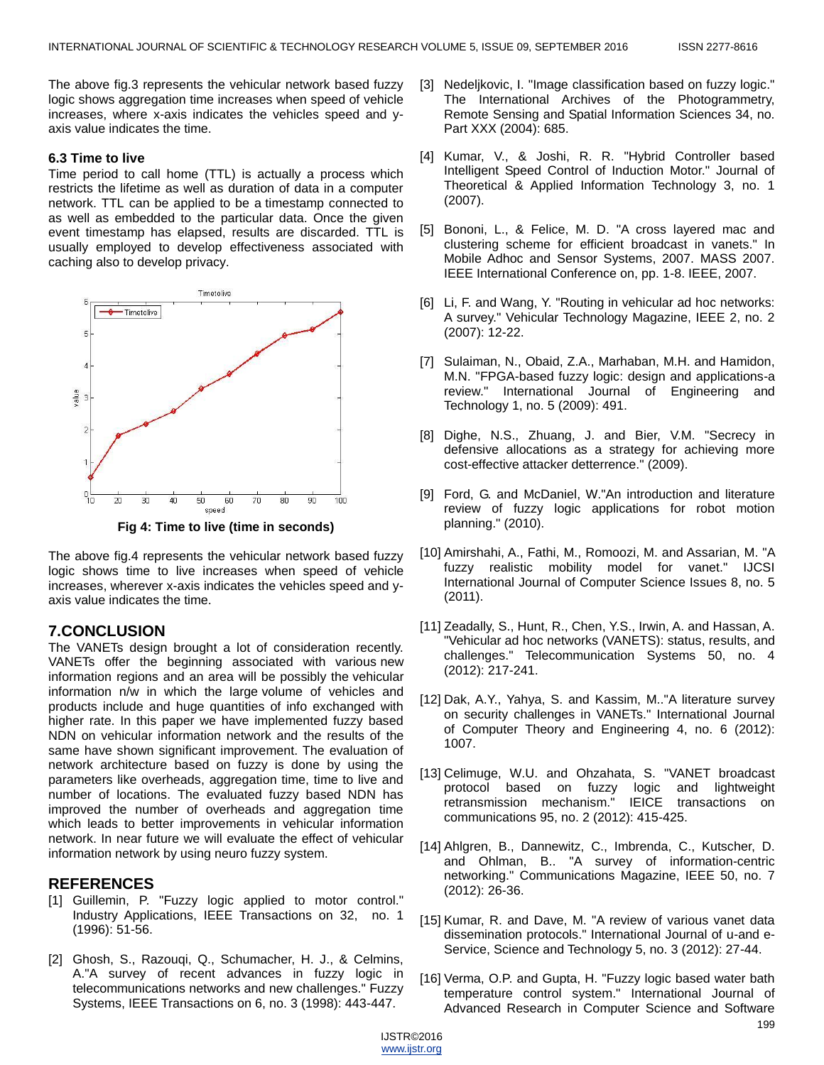The above fig.3 represents the vehicular network based fuzzy logic shows aggregation time increases when speed of vehicle increases, where x-axis indicates the vehicles speed and y-axis value indicates the time.

### 6.3 Time to live

Time period to call home (TTL) is actually a process which restricts the lifetime as well as duration of data in a computer network. TTL can be applied to be a timestamp connected to as well as embedded to the particular data. Once the given event timestamp has elapsed, results are discarded. TTL is usually employed to develop effectiveness associated with caching also to develop privacy.

**Fig 4: Time to live (time in seconds)**

The above fig.4 represents the vehicular network based fuzzy logic shows time to live increases when speed of vehicle increases, wherever x-axis indicates the vehicles speed and y-axis value indicates the time.

## 7.CONCLUSION

The VANETs design brought a lot of consideration recently. VANETs offer the beginning associated with various new information regions and an area will be possibly the vehicular information n/w in which the large volume of vehicles and products include and huge quantities of info exchanged with higher rate. In this paper we have implemented fuzzy based NDN on vehicular information network and the results of the same have shown significant improvement. The evaluation of network architecture based on fuzzy is done by using the parameters like overheads, aggregation time, time to live and number of locations. The evaluated fuzzy based NDN has improved the number of overheads and aggregation time which leads to better improvements in vehicular information network. In near future we will evaluate the effect of vehicular information network by using neuro fuzzy system.

## REFERENCES

[1] Guillemin, P. "Fuzzy logic applied to motor control." Industry Applications, IEEE Transactions on 32, no. 1 (1996): 51-56.

[2] Ghosh, S., Razouqi, Q., Schumacher, H. J., & Celmins, A."A survey of recent advances in fuzzy logic in telecommunications networks and new challenges." Fuzzy Systems, IEEE Transactions on 6, no. 3 (1998): 443-447.

[3] Nedeljkovic, I. "Image classification based on fuzzy logic." The International Archives of the Photogrammetry, Remote Sensing and Spatial Information Sciences 34, no. Part XXX (2004): 685.

[4] Kumar, V., & Joshi, R. R. "Hybrid Controller based Intelligent Speed Control of Induction Motor." Journal of Theoretical & Applied Information Technology 3, no. 1 (2007).

[5] Bononi, L., & Felice, M. D. "A cross layered mac and clustering scheme for efficient broadcast in vanets." In Mobile Adhoc and Sensor Systems, 2007. MASS 2007. IEEE International Conference on, pp. 1-8. IEEE, 2007.

[6] Li, F. and Wang, Y. "Routing in vehicular ad hoc networks: A survey." Vehicular Technology Magazine, IEEE 2, no. 2 (2007): 12-22.

[7] Sulaiman, N., Obaid, Z.A., Marhaban, M.H. and Hamidon, M.N. "FPGA-based fuzzy logic: design and applications-a review." International Journal of Engineering and Technology 1, no. 5 (2009): 491.

[8] Dighe, N.S., Zhuang, J. and Bier, V.M. "Secrecy in defensive allocations as a strategy for achieving more cost-effective attacker detterrence." (2009).

[9] Ford, G. and McDaniel, W."An introduction and literature review of fuzzy logic applications for robot motion planning." (2010).

[10] Amirshahi, A., Fathi, M., Romoozi, M. and Assarian, M. "A fuzzy realistic mobility model for vanet." IJCSI International Journal of Computer Science Issues 8, no. 5 (2011).

[11] Zeadally, S., Hunt, R., Chen, Y.S., Irwin, A. and Hassan, A. "Vehicular ad hoc networks (VANETS): status, results, and challenges." Telecommunication Systems 50, no. 4 (2012): 217-241.

[12] Dak, A.Y., Yahya, S. and Kassim, M.."A literature survey on security challenges in VANETs." International Journal of Computer Theory and Engineering 4, no. 6 (2012): 1007.

[13] Celimuge, W.U. and Ohzahata, S. "VANET broadcast protocol based on fuzzy logic and lightweight retransmission mechanism." IEICE transactions on communications 95, no. 2 (2012): 415-425.

[14] Ahlgren, B., Dannewitz, C., Imbrenda, C., Kutscher, D. and Ohlman, B.. "A survey of information-centric networking." Communications Magazine, IEEE 50, no. 7 (2012): 26-36.

[15] Kumar, R. and Dave, M. "A review of various vanet data dissemination protocols." International Journal of u-and e-Service, Science and Technology 5, no. 3 (2012): 27-44.

[16] Verma, O.P. and Gupta, H. "Fuzzy logic based water bath temperature control system." International Journal of Advanced Research in Computer Science and Software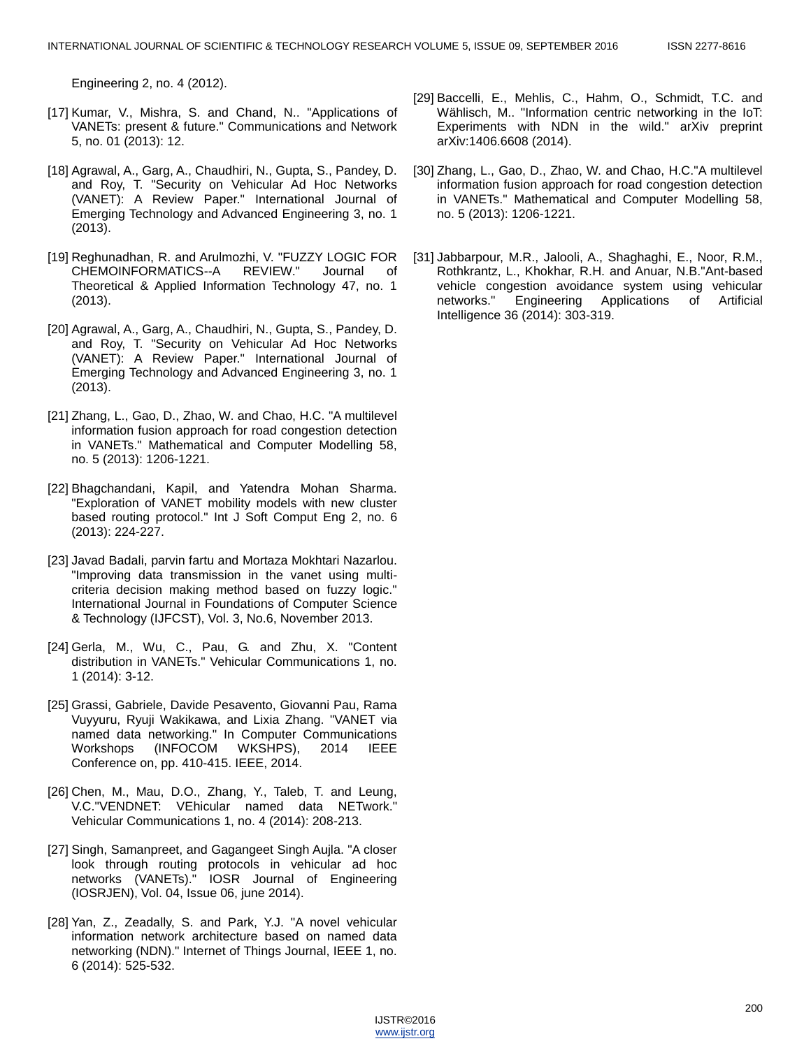Engineering 2, no. 4 (2012).

[17] Kumar, V., Mishra, S. and Chand, N.. "Applications of VANETs: present & future." Communications and Network 5, no. 01 (2013): 12.

[18] Agrawal, A., Garg, A., Chaudhiri, N., Gupta, S., Pandey, D. and Roy, T. "Security on Vehicular Ad Hoc Networks (VANET): A Review Paper." International Journal of Emerging Technology and Advanced Engineering 3, no. 1 (2013).

[19] Reghunadhan, R. and Arulmozhi, V. "FUZZY LOGIC FOR CHEMOINFORMATICS--A REVIEW." Journal of Theoretical & Applied Information Technology 47, no. 1 (2013).

[20] Agrawal, A., Garg, A., Chaudhiri, N., Gupta, S., Pandey, D. and Roy, T. "Security on Vehicular Ad Hoc Networks (VANET): A Review Paper." International Journal of Emerging Technology and Advanced Engineering 3, no. 1 (2013).

[21] Zhang, L., Gao, D., Zhao, W. and Chao, H.C. "A multilevel information fusion approach for road congestion detection in VANETs." Mathematical and Computer Modelling 58, no. 5 (2013): 1206-1221.

[22] Bhagchandani, Kapil, and Yatendra Mohan Sharma. "Exploration of VANET mobility models with new cluster based routing protocol." Int J Soft Comput Eng 2, no. 6 (2013): 224-227.

[23] Javad Badali, parvin fartu and Mortaza Mokhtari Nazarlou. "Improving data transmission in the vanet using multi-criteria decision making method based on fuzzy logic." International Journal in Foundations of Computer Science & Technology (IJFCST), Vol. 3, No.6, November 2013.

[24] Gerla, M., Wu, C., Pau, G. and Zhu, X. "Content distribution in VANETs." Vehicular Communications 1, no. 1 (2014): 3-12.

[25] Grassi, Gabriele, Davide Pesavento, Giovanni Pau, Rama Vuyyuru, Ryuji Wakikawa, and Lixia Zhang. "VANET via named data networking." In Computer Communications Workshops (INFOCOM WKSHPS), 2014 IEEE Conference on, pp. 410-415. IEEE, 2014.

[26] Chen, M., Mau, D.O., Zhang, Y., Taleb, T. and Leung, V.C."VENDNET: VEhicular named data NETwork." Vehicular Communications 1, no. 4 (2014): 208-213.

[27] Singh, Samanpreet, and Gagangeet Singh Aujla. "A closer look through routing protocols in vehicular ad hoc networks (VANETs)." IOSR Journal of Engineering (IOSRJEN), Vol. 04, Issue 06, june 2014).

[28] Yan, Z., Zeadally, S. and Park, Y.J. "A novel vehicular information network architecture based on named data networking (NDN)." Internet of Things Journal, IEEE 1, no. 6 (2014): 525-532.

[29] Baccelli, E., Mehlis, C., Hahm, O., Schmidt, T.C. and Wählisch, M.. "Information centric networking in the IoT: Experiments with NDN in the wild." arXiv preprint arXiv:1406.6608 (2014).

[30] Zhang, L., Gao, D., Zhao, W. and Chao, H.C."A multilevel information fusion approach for road congestion detection in VANETs." Mathematical and Computer Modelling 58, no. 5 (2013): 1206-1221.

[31] Jabbarpour, M.R., Jalooli, A., Shaghaghi, E., Noor, R.M., Rothkrantz, L., Khokhar, R.H. and Anuar, N.B."Ant-based vehicle congestion avoidance system using vehicular networks." Engineering Applications of Artificial Intelligence 36 (2014): 303-319.